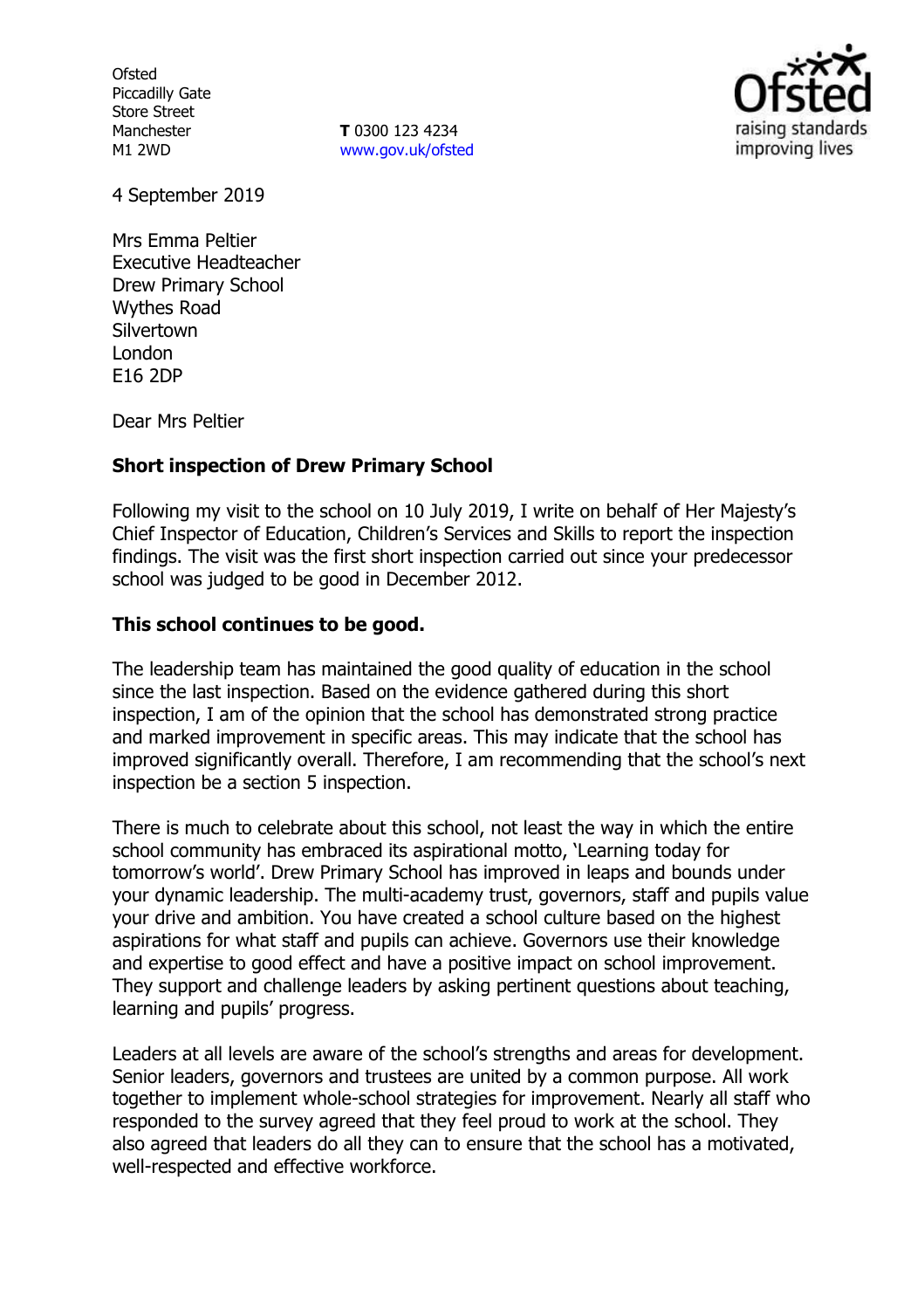Ofsted
Piccadilly Gate
Store Street
Manchester
M1 2WD

**T** 0300 123 4234
www.gov.uk/ofsted

4 September 2019

Mrs Emma Peltier
Executive Headteacher
Drew Primary School
Wythes Road
Silvertown
London
E16 2DP

Dear Mrs Peltier

**Short inspection of Drew Primary School**

Following my visit to the school on 10 July 2019, I write on behalf of Her Majesty's Chief Inspector of Education, Children's Services and Skills to report the inspection findings. The visit was the first short inspection carried out since your predecessor school was judged to be good in December 2012.

**This school continues to be good.**

The leadership team has maintained the good quality of education in the school since the last inspection. Based on the evidence gathered during this short inspection, I am of the opinion that the school has demonstrated strong practice and marked improvement in specific areas. This may indicate that the school has improved significantly overall. Therefore, I am recommending that the school's next inspection be a section 5 inspection.

There is much to celebrate about this school, not least the way in which the entire school community has embraced its aspirational motto, 'Learning today for tomorrow's world'. Drew Primary School has improved in leaps and bounds under your dynamic leadership. The multi-academy trust, governors, staff and pupils value your drive and ambition. You have created a school culture based on the highest aspirations for what staff and pupils can achieve. Governors use their knowledge and expertise to good effect and have a positive impact on school improvement. They support and challenge leaders by asking pertinent questions about teaching, learning and pupils' progress.

Leaders at all levels are aware of the school's strengths and areas for development. Senior leaders, governors and trustees are united by a common purpose. All work together to implement whole-school strategies for improvement. Nearly all staff who responded to the survey agreed that they feel proud to work at the school. They also agreed that leaders do all they can to ensure that the school has a motivated, well-respected and effective workforce.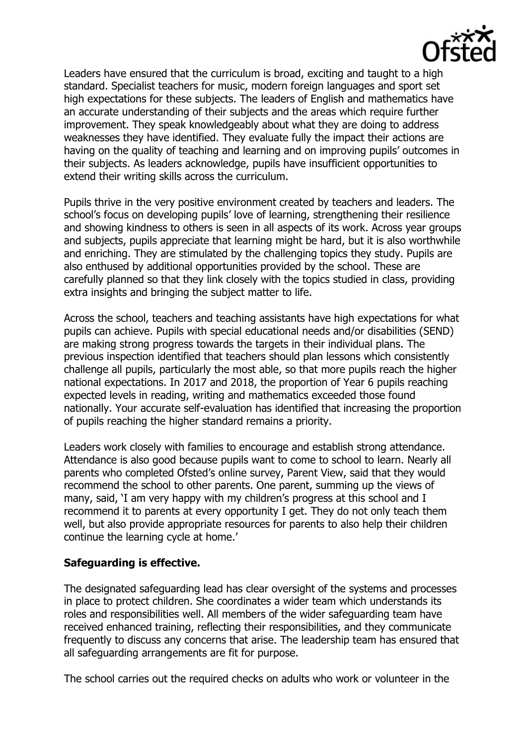Leaders have ensured that the curriculum is broad, exciting and taught to a high standard. Specialist teachers for music, modern foreign languages and sport set high expectations for these subjects. The leaders of English and mathematics have an accurate understanding of their subjects and the areas which require further improvement. They speak knowledgeably about what they are doing to address weaknesses they have identified. They evaluate fully the impact their actions are having on the quality of teaching and learning and on improving pupils' outcomes in their subjects. As leaders acknowledge, pupils have insufficient opportunities to extend their writing skills across the curriculum.

Pupils thrive in the very positive environment created by teachers and leaders. The school's focus on developing pupils' love of learning, strengthening their resilience and showing kindness to others is seen in all aspects of its work. Across year groups and subjects, pupils appreciate that learning might be hard, but it is also worthwhile and enriching. They are stimulated by the challenging topics they study. Pupils are also enthused by additional opportunities provided by the school. These are carefully planned so that they link closely with the topics studied in class, providing extra insights and bringing the subject matter to life.

Across the school, teachers and teaching assistants have high expectations for what pupils can achieve. Pupils with special educational needs and/or disabilities (SEND) are making strong progress towards the targets in their individual plans. The previous inspection identified that teachers should plan lessons which consistently challenge all pupils, particularly the most able, so that more pupils reach the higher national expectations. In 2017 and 2018, the proportion of Year 6 pupils reaching expected levels in reading, writing and mathematics exceeded those found nationally. Your accurate self-evaluation has identified that increasing the proportion of pupils reaching the higher standard remains a priority.

Leaders work closely with families to encourage and establish strong attendance. Attendance is also good because pupils want to come to school to learn. Nearly all parents who completed Ofsted's online survey, Parent View, said that they would recommend the school to other parents. One parent, summing up the views of many, said, 'I am very happy with my children's progress at this school and I recommend it to parents at every opportunity I get. They do not only teach them well, but also provide appropriate resources for parents to also help their children continue the learning cycle at home.'

**Safeguarding is effective.**

The designated safeguarding lead has clear oversight of the systems and processes in place to protect children. She coordinates a wider team which understands its roles and responsibilities well. All members of the wider safeguarding team have received enhanced training, reflecting their responsibilities, and they communicate frequently to discuss any concerns that arise. The leadership team has ensured that all safeguarding arrangements are fit for purpose.

The school carries out the required checks on adults who work or volunteer in the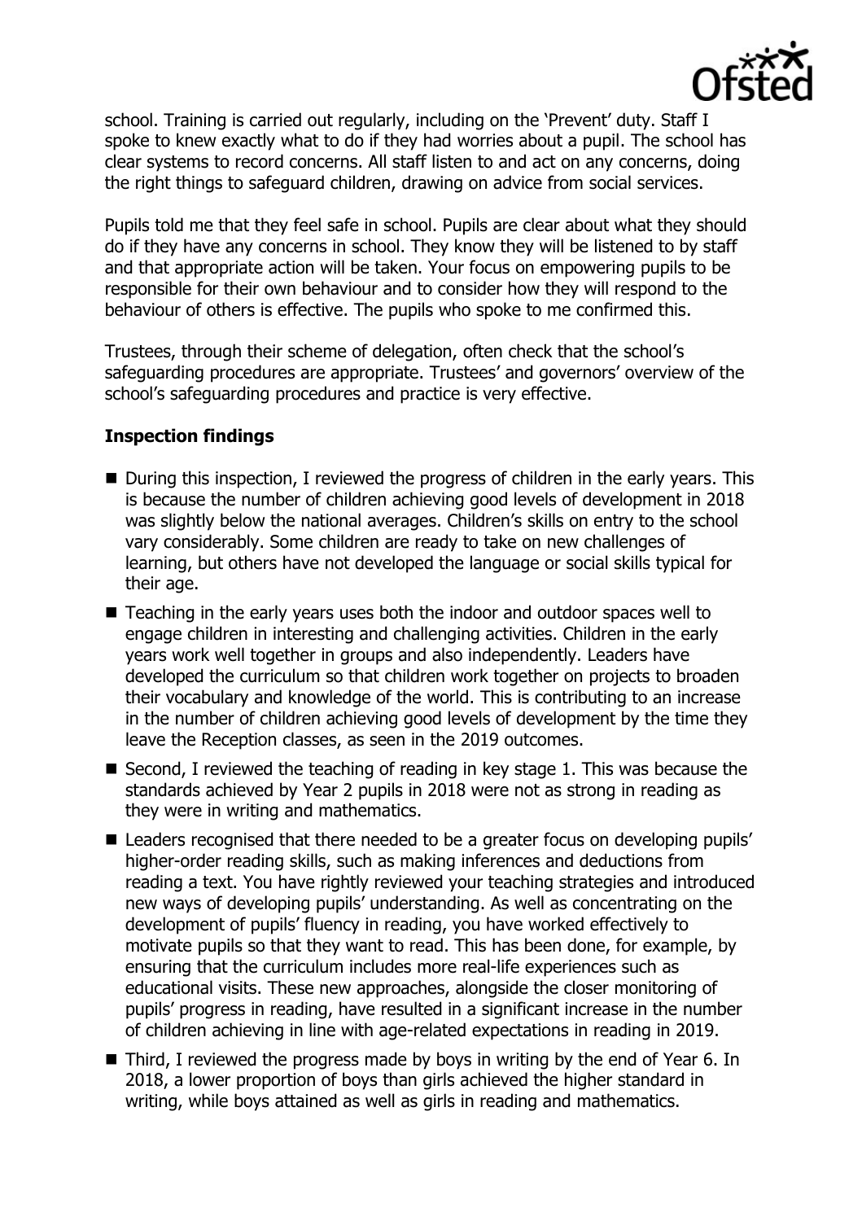school. Training is carried out regularly, including on the 'Prevent' duty. Staff I spoke to knew exactly what to do if they had worries about a pupil. The school has clear systems to record concerns. All staff listen to and act on any concerns, doing the right things to safeguard children, drawing on advice from social services.

Pupils told me that they feel safe in school. Pupils are clear about what they should do if they have any concerns in school. They know they will be listened to by staff and that appropriate action will be taken. Your focus on empowering pupils to be responsible for their own behaviour and to consider how they will respond to the behaviour of others is effective. The pupils who spoke to me confirmed this.

Trustees, through their scheme of delegation, often check that the school's safeguarding procedures are appropriate. Trustees' and governors' overview of the school's safeguarding procedures and practice is very effective.

## Inspection findings

- During this inspection, I reviewed the progress of children in the early years. This is because the number of children achieving good levels of development in 2018 was slightly below the national averages. Children's skills on entry to the school vary considerably. Some children are ready to take on new challenges of learning, but others have not developed the language or social skills typical for their age.
- Teaching in the early years uses both the indoor and outdoor spaces well to engage children in interesting and challenging activities. Children in the early years work well together in groups and also independently. Leaders have developed the curriculum so that children work together on projects to broaden their vocabulary and knowledge of the world. This is contributing to an increase in the number of children achieving good levels of development by the time they leave the Reception classes, as seen in the 2019 outcomes.
- Second, I reviewed the teaching of reading in key stage 1. This was because the standards achieved by Year 2 pupils in 2018 were not as strong in reading as they were in writing and mathematics.
- Leaders recognised that there needed to be a greater focus on developing pupils' higher-order reading skills, such as making inferences and deductions from reading a text. You have rightly reviewed your teaching strategies and introduced new ways of developing pupils' understanding. As well as concentrating on the development of pupils' fluency in reading, you have worked effectively to motivate pupils so that they want to read. This has been done, for example, by ensuring that the curriculum includes more real-life experiences such as educational visits. These new approaches, alongside the closer monitoring of pupils' progress in reading, have resulted in a significant increase in the number of children achieving in line with age-related expectations in reading in 2019.
- Third, I reviewed the progress made by boys in writing by the end of Year 6. In 2018, a lower proportion of boys than girls achieved the higher standard in writing, while boys attained as well as girls in reading and mathematics.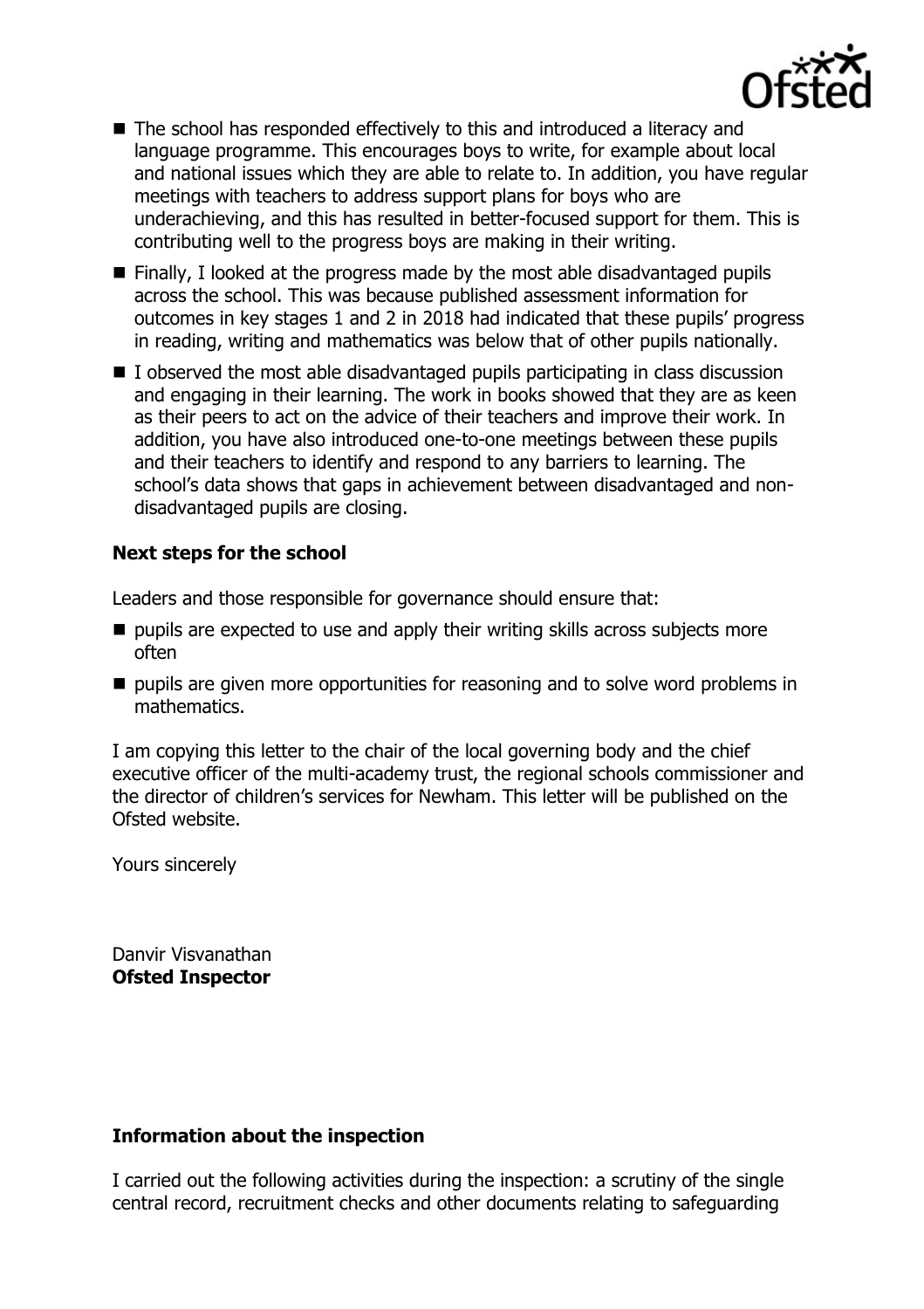- The school has responded effectively to this and introduced a literacy and language programme. This encourages boys to write, for example about local and national issues which they are able to relate to. In addition, you have regular meetings with teachers to address support plans for boys who are underachieving, and this has resulted in better-focused support for them. This is contributing well to the progress boys are making in their writing.
- Finally, I looked at the progress made by the most able disadvantaged pupils across the school. This was because published assessment information for outcomes in key stages 1 and 2 in 2018 had indicated that these pupils' progress in reading, writing and mathematics was below that of other pupils nationally.
- I observed the most able disadvantaged pupils participating in class discussion and engaging in their learning. The work in books showed that they are as keen as their peers to act on the advice of their teachers and improve their work. In addition, you have also introduced one-to-one meetings between these pupils and their teachers to identify and respond to any barriers to learning. The school's data shows that gaps in achievement between disadvantaged and non-disadvantaged pupils are closing.

**Next steps for the school**

Leaders and those responsible for governance should ensure that:

- pupils are expected to use and apply their writing skills across subjects more often
- pupils are given more opportunities for reasoning and to solve word problems in mathematics.

I am copying this letter to the chair of the local governing body and the chief executive officer of the multi-academy trust, the regional schools commissioner and the director of children's services for Newham. This letter will be published on the Ofsted website.

Yours sincerely

Danvir Visvanathan
**Ofsted Inspector**

**Information about the inspection**

I carried out the following activities during the inspection: a scrutiny of the single central record, recruitment checks and other documents relating to safeguarding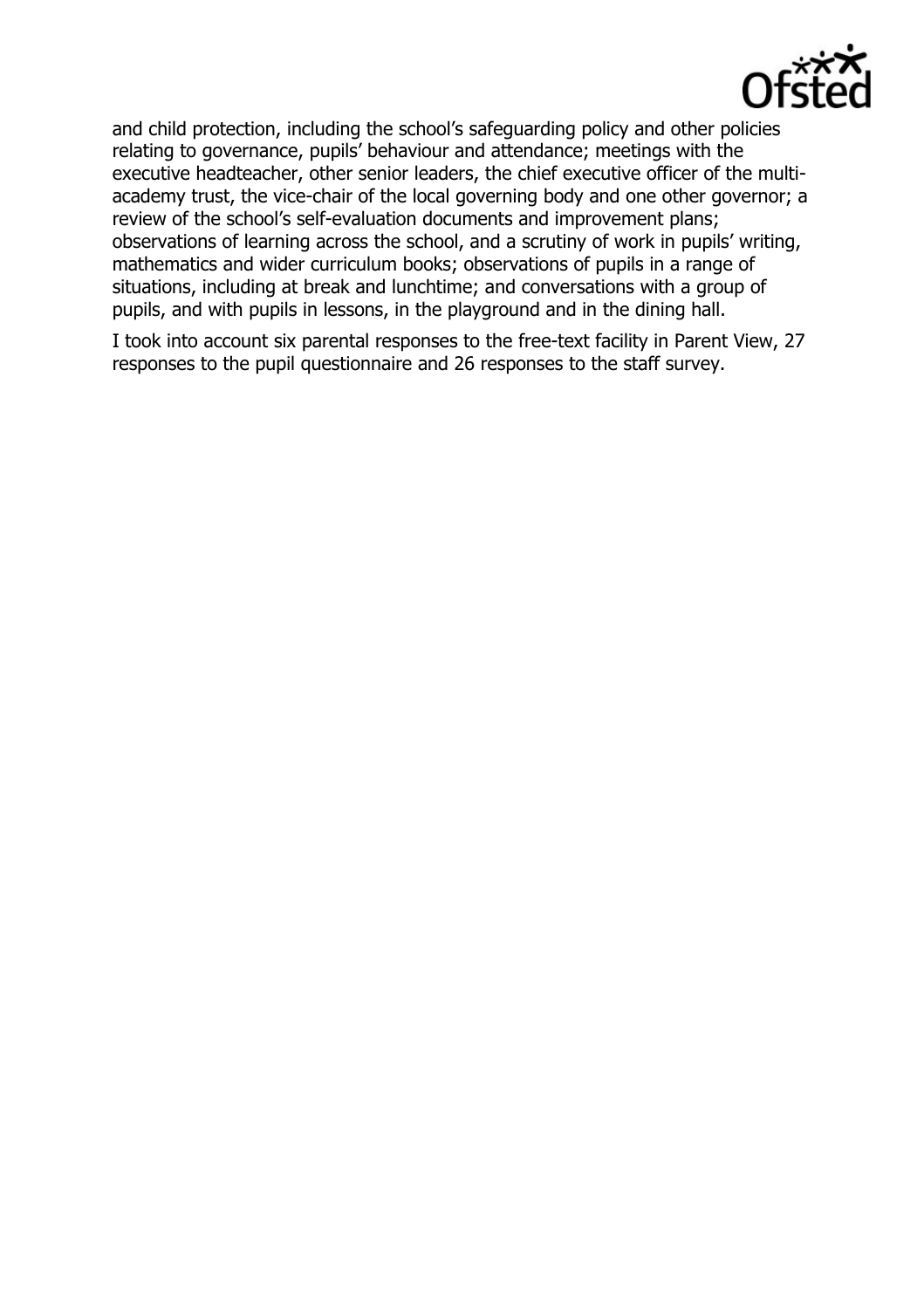and child protection, including the school's safeguarding policy and other policies relating to governance, pupils' behaviour and attendance; meetings with the executive headteacher, other senior leaders, the chief executive officer of the multi-academy trust, the vice-chair of the local governing body and one other governor; a review of the school's self-evaluation documents and improvement plans; observations of learning across the school, and a scrutiny of work in pupils' writing, mathematics and wider curriculum books; observations of pupils in a range of situations, including at break and lunchtime; and conversations with a group of pupils, and with pupils in lessons, in the playground and in the dining hall.

I took into account six parental responses to the free-text facility in Parent View, 27 responses to the pupil questionnaire and 26 responses to the staff survey.